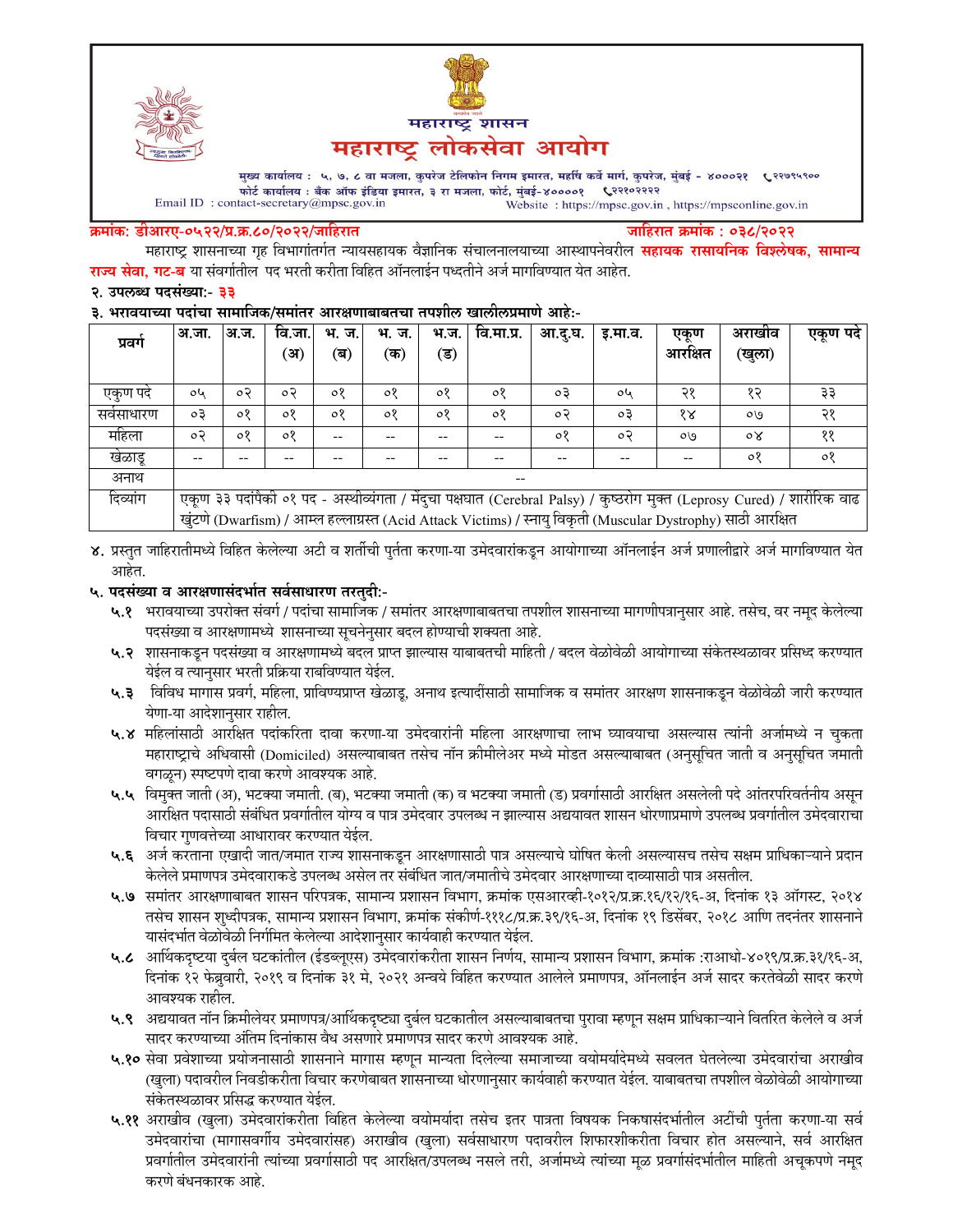महाराष्ट्र शासन

# महाराष्ट्र लोकसेवा आयोग

मुख्य कार्यालय : ५, ७, ८ वा मजला, कुपरेज टेलिफोन निगम इमारत, महर्षि कर्वे मार्ग, कुपरेज, मुंबई - ४०००२१ ☏ २२७९५९००
फोर्ट कार्यालय : बँक ऑफ इंडिया इमारत, ३ रा मजला, फोर्ट, मुंबई-४००००१ ☏ २२१०२२२२
Email ID : contact-secretary@mpsc.gov.in Website : https://mpsc.gov.in , https://mpsconline.gov.in

**क्रमांक: डीआरए-०५२२/प्र.क्र.८०/२०२२/जाहिरात** **जाहिरात क्रमांक : ०३८/२०२२**

महाराष्ट्र शासनाच्या गृह विभागांतर्गत न्यायसहायक वैज्ञानिक संचालनालयाच्या आस्थापनेवरील **सहायक रासायनिक विश्लेषक, सामान्य राज्य सेवा, गट-ब** या संवर्गातील पद भरती करिता विहित ऑनलाईन पध्दतीने अर्ज मागविण्यात येत आहेत.

**२. उपलब्ध पदसंख्या:- ३३**

**३. भरावयाच्या पदांचा सामाजिक/समांतर आरक्षणाबाबतचा तपशील खालीलप्रमाणे आहे:-**

| प्रवर्ग | अ.जा. | अ.ज. | वि.जा. (अ) | भ. ज. (ब) | भ. ज. (क) | भ.ज. (ड) | वि.मा.प्र. | आ.दु.घ. | इ.मा.व. | एकूण आरक्षित | अराखीव (खुला) | एकूण पदे |
|---|---|---|---|---|---|---|---|---|---|---|---|---|
| एकुण पदे | ०५ | ०२ | ०२ | ०१ | ०१ | ०१ | ०१ | ०३ | ०५ | २१ | १२ | ३३ |
| सर्वसाधारण | ०३ | ०१ | ०१ | ०१ | ०१ | ०१ | ०१ | ०२ | ०३ | १४ | ०७ | २१ |
| महिला | ०२ | ०१ | ०१ | -- | -- | -- | -- | ०१ | ०२ | ०७ | ०४ | ११ |
| खेळाडू | -- | -- | -- | -- | -- | -- | -- | -- | -- | -- | ०१ | ०१ |
| अनाथ | -- | | | | | | | | | | | |
| दिव्यांग | एकूण ३३ पदांपैकी ०१ पद - अस्थीव्यंगता / मेंदुचा पक्षघात (Cerebral Palsy) / कुष्ठरोग मुक्त (Leprosy Cured) / शारीरिक वाढ खुंटणे (Dwarfism) / आम्ल हल्लाग्रस्त (Acid Attack Victims) / स्नायु विकृती (Muscular Dystrophy) साठी आरक्षित | | | | | | | | | | | |

४. प्रस्तुत जाहिरातीमध्ये विहित केलेल्या अटी व शर्तीची पुर्तता करणा-या उमेदवारांकडून आयोगाच्या ऑनलाईन अर्ज प्रणालीद्वारे अर्ज मागविण्यात येत आहेत.

**५. पदसंख्या व आरक्षणासंदर्भात सर्वसाधारण तरतुदी:-**

**५.१** भरावयाच्या उपरोक्त संवर्ग / पदांचा सामाजिक / समांतर आरक्षणाबाबतचा तपशील शासनाच्या मागणीपत्रानुसार आहे. तसेच, वर नमूद केलेल्या पदसंख्या व आरक्षणामध्ये शासनाच्या सूचनेनुसार बदल होण्याची शक्यता आहे.

**५.२** शासनाकडून पदसंख्या व आरक्षणामध्ये बदल प्राप्त झाल्यास याबाबतची माहिती / बदल वेळोवेळी आयोगाच्या संकेतस्थळावर प्रसिध्द करण्यात येईल व त्यानुसार भरती प्रक्रिया राबविण्यात येईल.

**५.३** विविध मागास प्रवर्ग, महिला, प्राविण्यप्राप्त खेळाडू, अनाथ इत्यादींसाठी सामाजिक व समांतर आरक्षण शासनाकडून वेळोवेळी जारी करण्यात येणा-या आदेशानुसार राहील.

**५.४** महिलांसाठी आरक्षित पदांकरिता दावा करणा-या उमेदवारांनी महिला आरक्षणाचा लाभ घ्यावयाचा असल्यास त्यांनी अर्जामध्ये न चुकता महाराष्ट्राचे अधिवासी (Domiciled) असल्याबाबत तसेच नॉन क्रीमीलेअर मध्ये मोडत असल्याबाबत (अनुसूचित जाती व अनुसूचित जमाती वगळून) स्पष्टपणे दावा करणे आवश्यक आहे.

**५.५** विमुक्त जाती (अ), भटक्या जमाती. (ब), भटक्या जमाती (क) व भटक्या जमाती (ड) प्रवर्गासाठी आरक्षित असलेली पदे आंतरपरिवर्तनीय असून आरक्षित पदासाठी संबंधित प्रवर्गातील योग्य व पात्र उमेदवार उपलब्ध न झाल्यास अद्ययावत शासन धोरणाप्रमाणे उपलब्ध प्रवर्गातील उमेदवाराचा विचार गुणवत्तेच्या आधारावर करण्यात येईल.

**५.६** अर्ज करताना एखादी जात/जमात राज्य शासनाकडून आरक्षणासाठी पात्र असल्याचे घोषित केली असल्यासच तसेच सक्षम प्राधिकाऱ्याने प्रदान केलेले प्रमाणपत्र उमेदवाराकडे उपलब्ध असेल तर संबंधित जात/जमातीचे उमेदवार आरक्षणाच्या दाव्यासाठी पात्र असतील.

**५.७** समांतर आरक्षणाबाबत शासन परिपत्रक, सामान्य प्रशासन विभाग, क्रमांक एसआरव्ही-१०१२/प्र.क्र.१६/१२/१६-अ, दिनांक १३ ऑगस्ट, २०१४ तसेच शासन शुध्दीपत्रक, सामान्य प्रशासन विभाग, क्रमांक संकीर्ण-१११८/प्र.क्र.३९/१६-अ, दिनांक १९ डिसेंबर, २०१८ आणि तदनंतर शासनाने यासंदर्भात वेळोवेळी निर्गमित केलेल्या आदेशानुसार कार्यवाही करण्यात येईल.

**५.८** आर्थिकदृष्टया दुर्बल घटकांतील (ईडब्लूएस) उमेदवारांकरीता शासन निर्णय, सामान्य प्रशासन विभाग, क्रमांक :राआधो-४०१९/प्र.क्र.३१/१६-अ, दिनांक १२ फेब्रुवारी, २०१९ व दिनांक ३१ मे, २०२१ अन्वये विहित करण्यात आलेले प्रमाणपत्र, ऑनलाईन अर्ज सादर करतेवेळी सादर करणे आवश्यक राहील.

**५.९** अद्ययावत नॉन क्रिमीलेयर प्रमाणपत्र/आर्थिकदृष्ट्या दुर्बल घटकातील असल्याबाबतचा पुरावा म्हणून सक्षम प्राधिकाऱ्याने वितरित केलेले व अर्ज सादर करण्याच्या अंतिम दिनांकास वैध असणारे प्रमाणपत्र सादर करणे आवश्यक आहे.

**५.१०** सेवा प्रवेशाच्या प्रयोजनासाठी शासनाने मागास म्हणून मान्यता दिलेल्या समाजाच्या वयोमर्यादेमध्ये सवलत घेतलेल्या उमेदवारांचा अराखीव (खुला) पदावरील निवडीकरीता विचार करणेबाबत शासनाच्या धोरणानुसार कार्यवाही करण्यात येईल. याबाबतचा तपशील वेळोवेळी आयोगाच्या संकेतस्थळावर प्रसिध्द करण्यात येईल.

**५.११** अराखीव (खुला) उमेदवारांकरीता विहित केलेल्या वयोमर्यादा तसेच इतर पात्रता विषयक निकषासंदर्भातील अटींची पुर्तता करणा-या सर्व उमेदवारांचा (मागासवर्गीय उमेदवारांसह) अराखीव (खुला) सर्वसाधारण पदावरील शिफारशीकरीता विचार होत असल्याने, सर्व आरक्षित प्रवर्गातील उमेदवारांनी त्यांच्या प्रवर्गासाठी पद आरक्षित/उपलब्ध नसले तरी, अर्जामध्ये त्यांच्या मूळ प्रवर्गासंदर्भातील माहिती अचूकपणे नमूद करणे बंधनकारक आहे.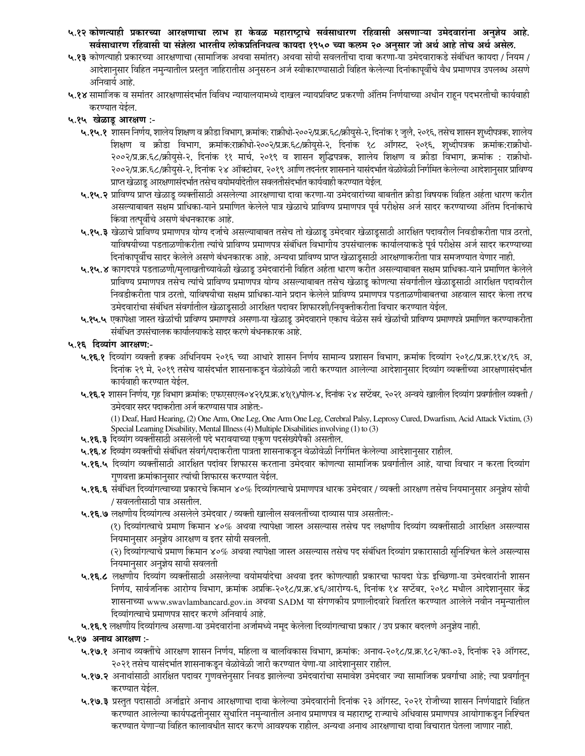**५.१२ कोणत्याही प्रकारच्या आरक्षणाचा लाभ हा केवळ महाराष्ट्राचे सर्वसाधारण रहिवासी असणाऱ्या उमेदवारांना अनुज्ञेय आहे. सर्वसाधारण रहिवासी या संज्ञेला भारतीय लोकप्रतिनिधत्व कायदा १९५० च्या कलम २० अनुसार जो अर्थ आहे तोच अर्थ असेल.**

**५.१३** कोणत्याही प्रकारच्या आरक्षणाचा (सामाजिक अथवा समांतर) अथवा सोयी सवलतींचा दावा करणा-या उमेदवाराकडे संबंधित कायदा / नियम / आदेशानुसार विहित नमुन्यातील प्रस्तुत जाहिरातीस अनुसरुन अर्ज स्वीकारण्यासाठी विहित केलेल्या दिनांकापूर्वीचे वैध प्रमाणपत्र उपलब्ध असणे अनिवार्य आहे.

**५.१४** सामाजिक व समांतर आरक्षणासंदर्भात विविध न्यायालयामध्ये दाखल न्यायप्रविष्ट प्रकरणी अंतिम निर्णयाच्या अधीन राहून पदभरतीची कार्यवाही करण्यात येईल.

**५.१५ खेळाडू आरक्षण :-**

**५.१५.१** शासन निर्णय, शालेय शिक्षण व क्रीडा विभाग, क्रमांक: राक्रीधो-२००२/प्र.क्र.६८/क्रीयुसे-२, दिनांक १ जुलै, २०१६, तसेच शासन शुध्दीपत्रक, शालेय शिक्षण व क्रीडा विभाग, क्रमांक:राक्रीधो-२००२/प्र.क्र.६८/क्रीयुसे-२, दिनांक १८ ऑगस्ट, २०१६, शुध्दीपत्रक क्रमांक:राक्रीधो-२००२/प्र.क्र.६८/क्रीयुसे-२, दिनांक ११ मार्च, २०१९ व शासन शुध्दिपत्रक, शालेय शिक्षण व क्रीडा विभाग, क्रमांक : राक्रीधो-२००२/प्र.क्र.६८/क्रीयुसे-२, दिनांक २४ ऑक्टोबर, २०१९ आणि तदनंतर शासनाने यासंदर्भात वेळोवेळी निर्गमित केलेल्या आदेशानुसार प्राविण्य प्राप्त खेळाडू आरक्षणासंदर्भात तसेच वयोमर्यादेतील सवलतीसंदर्भात कार्यवाही करण्यात येईल.

**५.१५.२** प्राविण्य प्राप्त खेळाडू व्यक्तींसाठी असलेल्या आरक्षणाचा दावा करणा-या उमेदवारांच्या बाबतीत क्रीडा विषयक विहित अर्हता धारण करीत असल्याबाबत सक्षम प्राधिका-याने प्रमाणित केलेले पात्र खेळाचे प्राविण्य प्रमाणपत्र पूर्व परीक्षेस अर्ज सादर करण्याच्या अंतिम दिनांकाचे किंवा तत्पूर्वीचे असणे बंधनकारक आहे.

**५.१५.३** खेळाचे प्राविण्य प्रमाणपत्र योग्य दर्जाचे असल्याबाबत तसेच तो खेळाडू उमेदवार खेळाडूसाठी आरक्षित पदावरील निवडीकरीता पात्र ठरतो, याविषयीच्या पडताळणीकरीता त्यांचे प्राविण्य प्रमाणपत्र संबंधित विभागीय उपसंचालक कार्यालयाकडे पूर्व परीक्षेस अर्ज सादर करण्याच्या दिनांकापूर्वीच सादर केलेले असणे बंधनकारक आहे. अन्यथा प्राविण्य प्राप्त खेळाडूसाठी आरक्षणाकरीता पात्र समजण्यात येणार नाही.

**५.१५.४** कागदपत्रे पडताळणी/मुलाखतीच्यावेळी खेळाडू उमेदवारांनी विहित अर्हता धारण करीत असल्याबाबत सक्षम प्राधिका-याने प्रमाणित केलेले प्राविण्य प्रमाणपत्र तसेच त्यांचे प्राविण्य प्रमाणपत्र योग्य असल्याबाबत तसेच खेळाडू कोणत्या संवर्गातील खेळाडूसाठी आरक्षित पदावरील निवडीकरीता पात्र ठरतो, याविषयीचा सक्षम प्राधिका-याने प्रदान केलेले प्राविण्य प्रमाणपत्र पडताळणीबाबतचा अहवाल सादर केला तरच उमेदवारांचा संबंधित संवर्गातील खेळाडूसाठी आरक्षित पदावर शिफारशी/नियुक्तीकरीता विचार करण्यात येईल.

**५.१५.५** एकापेक्षा जास्त खेळांची प्राविण्य प्रमाणपत्रे असणा-या खेळाडू उमेदवाराने एकाच वेळेस सर्व खेळांची प्राविण्य प्रमाणपत्रे प्रमाणित करण्याकरीता संबंधित उपसंचालक कार्यालयाकडे सादर करणे बंधनकारक आहे.

**५.१६ दिव्यांग आरक्षण:-**

**५.१६.१** दिव्यांग व्यक्ती हक्क अधिनियम २०१६ च्या आधारे शासन निर्णय सामान्य प्रशासन विभाग, क्रमांक दिव्यांग २०१८/प्र.क्र.११४/१६ अ, दिनांक २९ मे, २०१९ तसेच यासंदर्भात शासनाकडून वेळोवेळी जारी करण्यात आलेल्या आदेशानुसार दिव्यांग व्यक्तींच्या आरक्षणासंदर्भात कार्यवाही करण्यात येईल.

**५.१६.२** शासन निर्णय, गृह विभाग क्रमांक: एफएसएल०४२१/प्र.क्र.४१(१)/पोल-४, दिनांक २४ सप्टेंबर, २०२१ अन्वये खालील दिव्यांग प्रवर्गातील व्यक्ती / उमेदवार सदर पदाकरीता अर्ज करण्यास पात्र आहेत:-

(1) Deaf, Hard Hearing, (2) One Arm, One Leg, One Arm One Leg, Cerebral Palsy, Leprosy Cured, Dwarfism, Acid Attack Victim, (3) Special Learning Disability, Mental Illness (4) Multiple Disabilities involving (1) to (3)

**५.१६.३** दिव्यांग व्यक्तींसाठी असलेली पदे भरावयाच्या एकुण पदसंख्येपैकी असतील.

**५.१६.४** दिव्यांग व्यक्तींची संबंधित संवर्ग/पदाकरीता पात्रता शासनाकडून वेळोवेळी निर्गमित केलेल्या आदेशानुसार राहील.

**५.१६.५** दिव्यांग व्यक्तींसाठी आरक्षित पदांवर शिफारस करताना उमेदवार कोणत्या सामाजिक प्रवर्गातील आहे, याचा विचार न करता दिव्यांग गुणवत्ता क्रमांकानुसार त्यांची शिफारस करण्यात येईल.

**५.१६.६** संबंधित दिव्यांगत्वाच्या प्रकारचे किमान ४०% दिव्यांगत्वाचे प्रमाणपत्र धारक उमेदवार / व्यक्ती आरक्षण तसेच नियमानुसार अनुज्ञेय सोयी / सवलतीसाठी पात्र असतील.

**५.१६.७** लक्षणीय दिव्यांगत्व असलेले उमेदवार / व्यक्ती खालील सवलतींच्या दाव्यास पात्र असतील:-

(१) दिव्यांगत्वाचे प्रमाण किमान ४०% अथवा त्यापेक्षा जास्त असल्यास तसेच पद लक्षणीय दिव्यांग व्यक्तींसाठी आरक्षित असल्यास नियमानुसार अनुज्ञेय आरक्षण व इतर सोयी सवलती.

(२) दिव्यांगत्याचे प्रमाण किमान ४०% अथवा त्यापेक्षा जास्त असल्यास तसेच पद संबंधित दिव्यांग प्रकारासाठी सुनिश्चित केले असल्यास नियमानुसार अनुज्ञेय सायी सवलती

**५.१६.८** लक्षणीय दिव्यांग व्यक्तींसाठी असलेल्या वयोमर्यादेचा अथवा इतर कोणत्याही प्रकारचा फायदा घेऊ इच्छिणा-या उमेदवारांनी शासन निर्णय, सार्वजनिक आरोग्य विभाग, क्रमांक अप्रकि-२०१८/प्र.क्र.४६/आरोग्य-६, दिनांक १४ सप्टेंबर, २०१८ मधील आदेशानुसार केंद्र शासनाच्या www.swavlambancard.gov.in अथवा SADM या संगणकीय प्रणालीदवारे वितरित करण्यात आलेले नवीन नमुन्यातील दिव्यांगत्वाचे प्रमाणपत्र सादर करणे अनिवार्य आहे.

**५.१६.९** लक्षणीय दिव्यांगत्व असणा-या उमेदवारांना अर्जामध्ये नमूद केलेला दिव्यांगत्वाचा प्रकार / उप प्रकार बदलणे अनुज्ञेय नाही.

**५.१७ अनाथ आरक्षण :-**

**५.१७.१** अनाथ व्यक्तींचे आरक्षण शासन निर्णय, महिला व बालविकास विभाग, क्रमांक: अनाथ-२०१८/प्र.क्र.१८२/का-०३, दिनांक २३ ऑगस्ट, २०२१ तसेच यासंदर्भात शासनाकडून वेळोवेळी जारी करण्यात येणा-या आदेशानुसार राहील.

**५.१७.२** अनाथांसाठी आरक्षित पदावर गुणवत्तेनुसार निवड झालेल्या उमेदवारांचा समावेश उमेदवार ज्या सामाजिक प्रवर्गाचा आहे; त्या प्रवर्गातून करण्यात येईल.

**५.१७.३** प्रस्तुत पदासाठी अर्जाद्वारे अनाथ आरक्षणाचा दावा केलेल्या उमेदवारांनी दिनांक २३ ऑगस्ट, २०२१ रोजीच्या शासन निर्णयाद्वारे विहित करण्यात आलेल्या कार्यपद्धतीनुसार सुधारित नमुन्यातील अनाथ प्रमाणपत्र व महाराष्ट्र राज्याचे अधिवास प्रमाणपत्र आयोगाकडून निश्चित करण्यात येणाऱ्या विहित कालावधीत सादर करणे आवश्यक राहील. अन्यथा अनाथ आरक्षणाचा दावा विचारात घेतला जाणार नाही.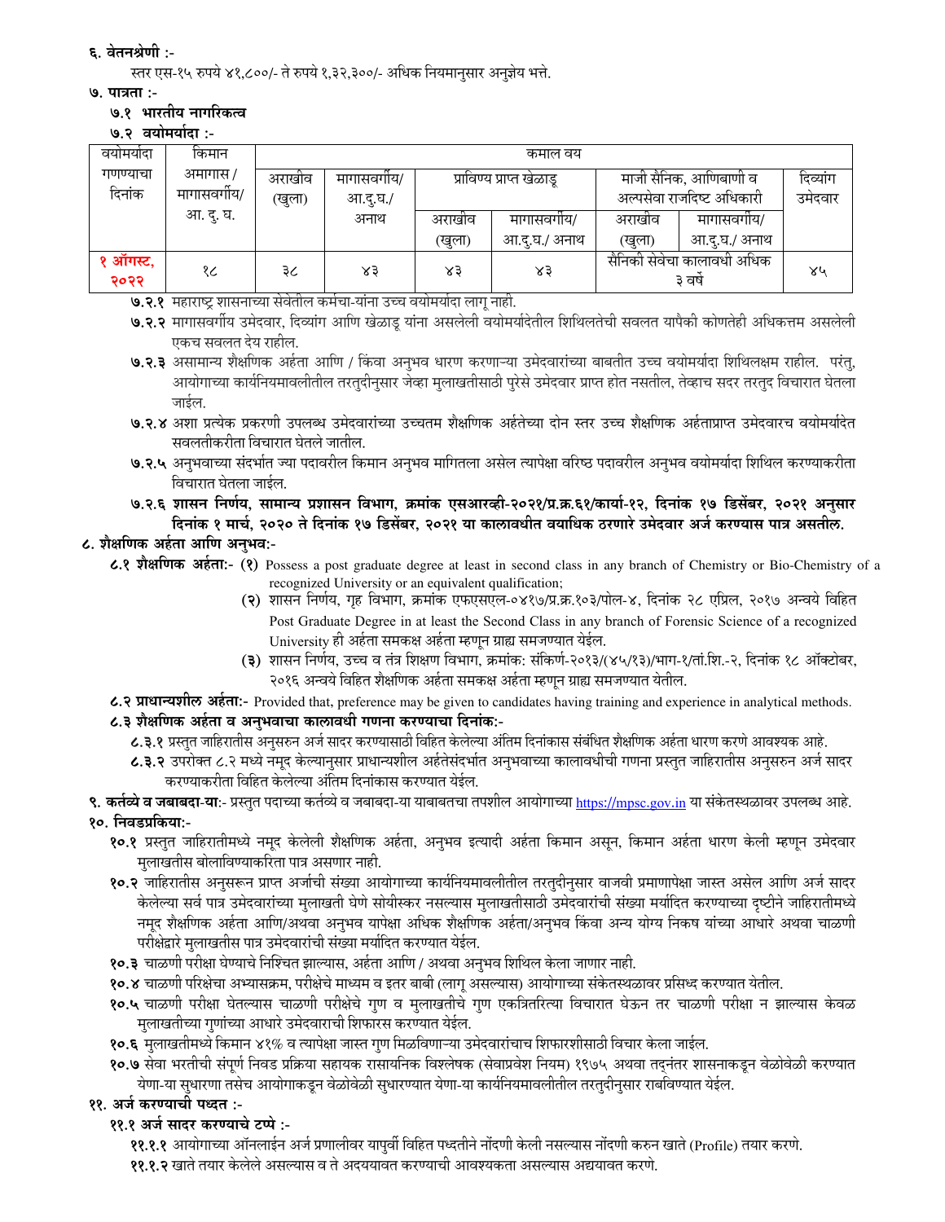**६. वेतनश्रेणी :-**

स्तर एस-१५ रुपये ४१,८००/- ते रुपये १,३२,३००/- अधिक नियमानुसार अनुज्ञेय भत्ते.

**७. पात्रता :-**

**७.१ भारतीय नागरिकत्व**

**७.२ वयोमर्यादा :-**

| वयोमर्यादा गणण्याचा दिनांक | किमान अमागास / मागासवर्गीय/ आ. दु. घ. | कमाल वय | | | | | | |
|---|---|---|---|---|---|---|---|---|
| | | अराखीव (खुला) | मागासवर्गीय/ आ.दु.घ./ अनाथ | प्राविण्य प्राप्त खेळाडू | | माजी सैनिक, आणिबाणी व अल्पसेवा राजदिष्ट अधिकारी | | दिव्यांग उमेदवार |
| | | | | अराखीव (खुला) | मागासवर्गीय/ आ.दु.घ./ अनाथ | अराखीव (खुला) | मागासवर्गीय/ आ.दु.घ./ अनाथ | |
| **१ ऑगस्ट, २०२२** | १८ | ३८ | ४३ | ४३ | ४३ | सैनिकी सेवेचा कालावधी अधिक ३ वर्षे | | ४५ |

**७.२.१** महाराष्ट्र शासनाच्या सेवेतील कर्मचा-यांना उच्च वयोमर्यादा लागू नाही.

**७.२.२** मागासवर्गीय उमेदवार, दिव्यांग आणि खेळाडू यांना असलेली वयोमर्यादेतील शिथिलतेची सवलत यापैकी कोणतेही अधिकत्तम असलेली एकच सवलत देय राहील.

**७.२.३** असामान्य शैक्षणिक अर्हता आणि / किंवा अनुभव धारण करणाऱ्या उमेदवारांच्या बाबतीत उच्च वयोमर्यादा शिथिलक्षम राहील. परंतु, आयोगाच्या कार्यनियमावलीतील तरतुदीनुसार जेव्हा मुलाखतीसाठी पुरेसे उमेदवार प्राप्त होत नसतील, तेव्हाच सदर तरतुद विचारात घेतला जाईल.

**७.२.४** अशा प्रत्येक प्रकरणी उपलब्ध उमेदवारांच्या उच्चतम शैक्षणिक अर्हतेच्या दोन स्तर उच्च शैक्षणिक अर्हताप्राप्त उमेदवारच वयोमर्यादेत सवलतीकरीता विचारात घेतले जातील.

**७.२.५** अनुभवाच्या संदर्भात ज्या पदावरील किमान अनुभव मागितला असेल त्यापेक्षा वरिष्ठ पदावरील अनुभव वयोमर्यादा शिथिल करण्याकरीता विचारात घेतला जाईल.

**७.२.६ शासन निर्णय, सामान्य प्रशासन विभाग, क्रमांक एसआरव्ही-२०२१/प्र.क्र.६१/कार्या-१२, दिनांक १७ डिसेंबर, २०२१ अनुसार दिनांक १ मार्च, २०२० ते दिनांक १७ डिसेंबर, २०२१ या कालावधीत वयाधिक ठरणारे उमेदवार अर्ज करण्यास पात्र असतील.**

**८. शैक्षणिक अर्हता आणि अनुभव:-**

**८.१ शैक्षणिक अर्हता:-** (१) Possess a post graduate degree at least in second class in any branch of Chemistry or Bio-Chemistry of a recognized University or an equivalent qualification;

(२) शासन निर्णय, गृह विभाग, क्रमांक एफएसएल-०४१७/प्र.क्र.१०३/पोल-४, दिनांक २८ एप्रिल, २०१७ अन्वये विहित Post Graduate Degree in at least the Second Class in any branch of Forensic Science of a recognized University ही अर्हता समकक्ष अर्हता म्हणून ग्राह्य समजण्यात येईल.

(३) शासन निर्णय, उच्च व तंत्र शिक्षण विभाग, क्रमांक: संकिर्ण-२०१३/(४५/१३)/भाग-१/तां.शि.-२, दिनांक १८ ऑक्टोबर, २०१६ अन्वये विहित शैक्षणिक अर्हता समकक्ष अर्हता म्हणून ग्राह्य समजण्यात येतील.

**८.२ प्राधान्यशील अर्हता:-** Provided that, preference may be given to candidates having training and experience in analytical methods.

**८.३ शैक्षणिक अर्हता व अनुभवाचा कालावधी गणना करण्याचा दिनांक:-**

**८.३.१** प्रस्तुत जाहिरातीस अनुसरुन अर्ज सादर करण्यासाठी विहित केलेल्या अंतिम दिनांकास संबंधित शैक्षणिक अर्हता धारण करणे आवश्यक आहे.

**८.३.२** उपरोक्त ८.२ मध्ये नमूद केल्यानुसार प्राधान्यशील अर्हतेसंदर्भात अनुभवाच्या कालावधीची गणना प्रस्तुत जाहिरातीस अनुसरुन अर्ज सादर करण्याकरीता विहित केलेल्या अंतिम दिनांकास करण्यात येईल.

**९. कर्तव्ये व जबाबदा-या:-** प्रस्तुत पदाच्या कर्तव्ये व जबाबदा-या याबाबतचा तपशील आयोगाच्या https://mpsc.gov.in या संकेतस्थळावर उपलब्ध आहे.

**१०. निवडप्रकिया:-**

**१०.१** प्रस्तुत जाहिरातीमध्ये नमूद केलेली शैक्षणिक अर्हता, अनुभव इत्यादी अर्हता किमान असून, किमान अर्हता धारण केली म्हणून उमेदवार मुलाखतीस बोलाविण्याकरिता पात्र असणार नाही.

**१०.२** जाहिरातीस अनुसरून प्राप्त अर्जाची संख्या आयोगाच्या कार्यनियमावलीतील तरतुदीनुसार वाजवी प्रमाणापेक्षा जास्त असेल आणि अर्ज सादर केलेल्या सर्व पात्र उमेदवारांच्या मुलाखती घेणे सोयीस्कर नसल्यास मुलाखतीसाठी उमेदवारांची संख्या मर्यादित करण्याच्या दृष्टीने जाहिरातीमध्ये नमूद शैक्षणिक अर्हता आणि/अथवा अनुभव यापेक्षा अधिक शैक्षणिक अर्हता/अनुभव किंवा अन्य योग्य निकष यांच्या आधारे अथवा चाळणी परीक्षेद्वारे मुलाखतीस पात्र उमेदवारांची संख्या मर्यादित करण्यात येईल.

**१०.३** चाळणी परीक्षा घेण्याचे निश्चित झाल्यास, अर्हता आणि / अथवा अनुभव शिथिल केला जाणार नाही.

**१०.४** चाळणी परिक्षेचा अभ्यासक्रम, परीक्षेचे माध्यम व इतर बाबी (लागू असल्यास) आयोगाच्या संकेतस्थळावर प्रसिध्द करण्यात येतील.

**१०.५** चाळणी परीक्षा घेतल्यास चाळणी परीक्षेचे गुण व मुलाखतीचे गुण एकत्रितरित्या विचारात घेऊन तर चाळणी परीक्षा न झाल्यास केवळ मुलाखतीच्या गुणांच्या आधारे उमेदवाराची शिफारस करण्यात येईल.

**१०.६** मुलाखतीमध्ये किमान ४१% व त्यापेक्षा जास्त गुण मिळविणाऱ्या उमेदवारांचाच शिफारशीसाठी विचार केला जाईल.

**१०.७** सेवा भरतीची संपूर्ण निवड प्रक्रिया सहायक रासायनिक विश्लेषक (सेवाप्रवेश नियम) १९७५ अथवा तदनंतर शासनाकडून वेळोवेळी करण्यात येणा-या सुधारणा तसेच आयोगाकडून वेळोवेळी सुधारण्यात येणा-या कार्यनियमावलीतील तरतुदीनुसार राबविण्यात येईल.

**११. अर्ज करण्याची पध्दत :-**

**११.१ अर्ज सादर करण्याचे टप्पे :-**

**११.१.१** आयोगाच्या ऑनलाईन अर्ज प्रणालीवर यापुर्वी विहित पध्दतीने नोंदणी केली नसल्यास नोंदणी करुन खाते (Profile) तयार करणे.

**११.१.२** खाते तयार केलेले असल्यास व ते अदययावत करण्याची आवश्यकता असल्यास अद्ययावत करणे.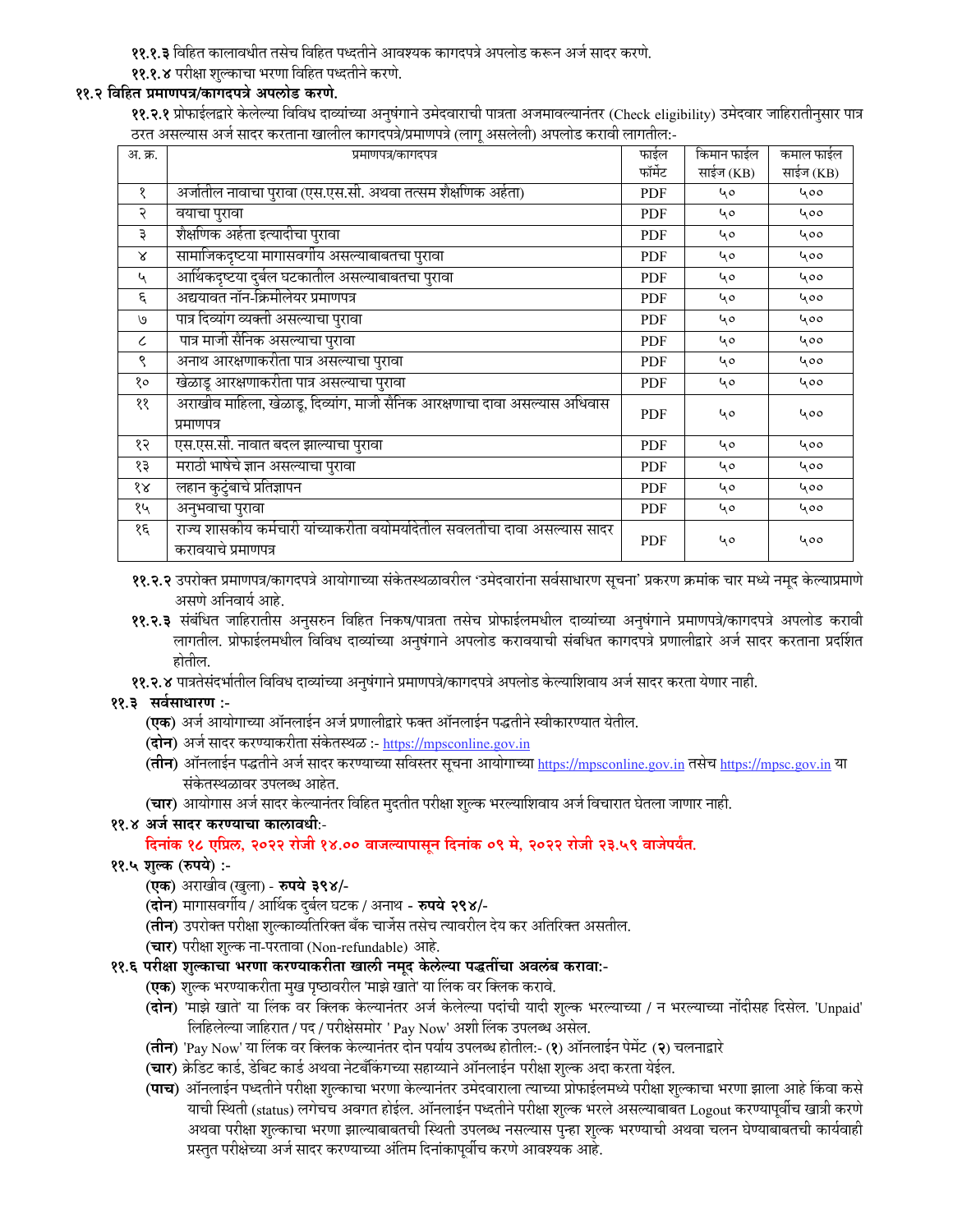**११.१.३** विहित कालावधीत तसेच विहित पध्दतीने आवश्यक कागदपत्रे अपलोड करून अर्ज सादर करणे.

**११.१.४** परीक्षा शुल्काचा भरणा विहित पध्दतीने करणे.

## ११.२ विहित प्रमाणपत्र/कागदपत्रे अपलोड करणे.

**११.२.१** प्रोफाईलद्वारे केलेल्या विविध दाव्यांच्या अनुषंगाने उमेदवाराची पात्रता अजमावल्यानंतर (Check eligibility) उमेदवार जाहिरातीनुसार पात्र ठरत असल्यास अर्ज सादर करताना खालील कागदपत्रे/प्रमाणपत्रे (लागू असलेली) अपलोड करावी लागतील:-

| अ. क्र. | प्रमाणपत्र/कागदपत्र | फाईल फॉर्मेट | किमान फाईल साईज (KB) | कमाल फाईल साईज (KB) |
|---|---|---|---|---|
| १ | अर्जातील नावाचा पुरावा (एस.एस.सी. अथवा तत्सम शैक्षणिक अर्हता) | PDF | ५० | ५०० |
| २ | वयाचा पुरावा | PDF | ५० | ५०० |
| ३ | शैक्षणिक अर्हता इत्यादीचा पुरावा | PDF | ५० | ५०० |
| ४ | सामाजिकदृष्टया मागासवर्गीय असल्याबाबतचा पुरावा | PDF | ५० | ५०० |
| ५ | आर्थिकदृष्टया दुर्बल घटकातील असल्याबाबतचा पुरावा | PDF | ५० | ५०० |
| ६ | अद्ययावत नॉन-क्रिमीलेयर प्रमाणपत्र | PDF | ५० | ५०० |
| ७ | पात्र दिव्यांग व्यक्ती असल्याचा पुरावा | PDF | ५० | ५०० |
| ८ | पात्र माजी सैनिक असल्याचा पुरावा | PDF | ५० | ५०० |
| ९ | अनाथ आरक्षणाकरीता पात्र असल्याचा पुरावा | PDF | ५० | ५०० |
| १० | खेळाडू आरक्षणाकरीता पात्र असल्याचा पुरावा | PDF | ५० | ५०० |
| ११ | अराखीव महिला, खेळाडू, दिव्यांग, माजी सैनिक आरक्षणाचा दावा असल्यास अधिवास प्रमाणपत्र | PDF | ५० | ५०० |
| १२ | एस.एस.सी. नावात बदल झाल्याचा पुरावा | PDF | ५० | ५०० |
| १३ | मराठी भाषेचे ज्ञान असल्याचा पुरावा | PDF | ५० | ५०० |
| १४ | लहान कुटुंबाचे प्रतिज्ञापन | PDF | ५० | ५०० |
| १५ | अनुभवाचा पुरावा | PDF | ५० | ५०० |
| १६ | राज्य शासकीय कर्मचारी यांच्याकरीता वयोमर्यादेतील सवलतीचा दावा असल्यास सादर करावयाचे प्रमाणपत्र | PDF | ५० | ५०० |

**११.२.२** उपरोक्त प्रमाणपत्र/कागदपत्रे आयोगाच्या संकेतस्थळावरील 'उमेदवारांना सर्वसाधारण सूचना' प्रकरण क्रमांक चार मध्ये नमूद केल्याप्रमाणे असणे अनिवार्य आहे.

**११.२.३** संबंधित जाहिरातीस अनुसरुन विहित निकष/पात्रता तसेच प्रोफाईलमधील दाव्यांच्या अनुषंगाने प्रमाणपत्रे/कागदपत्रे अपलोड करावी लागतील. प्रोफाईलमधील विविध दाव्यांच्या अनुषंगाने अपलोड करावयाची संबंधित कागदपत्रे प्रणालीद्वारे अर्ज सादर करताना प्रदर्शित होतील.

**११.२.४** पात्रतेसंदर्भातील विविध दाव्यांच्या अनुषंगाने प्रमाणपत्रे/कागदपत्रे अपलोड केल्याशिवाय अर्ज सादर करता येणार नाही.

## ११.३ सर्वसाधारण :-

**(एक)** अर्ज आयोगाच्या ऑनलाईन अर्ज प्रणालीद्वारे फक्त ऑनलाईन पद्धतीने स्वीकारण्यात येतील.

**(दोन)** अर्ज सादर करण्याकरीता संकेतस्थळ :- https://mpsconline.gov.in

**(तीन)** ऑनलाईन पद्धतीने अर्ज सादर करण्याच्या सविस्तर सूचना आयोगाच्या https://mpsconline.gov.in तसेच https://mpsc.gov.in या संकेतस्थळावर उपलब्ध आहेत.

**(चार)** आयोगास अर्ज सादर केल्यानंतर विहित मुदतीत परीक्षा शुल्क भरल्याशिवाय अर्ज विचारात घेतला जाणार नाही.

## ११.४ अर्ज सादर करण्याचा कालावधी:-

**दिनांक १८ एप्रिल, २०२२ रोजी १४.०० वाजल्यापासून दिनांक ०९ मे, २०२२ रोजी २३.५९ वाजेपर्यंत.**

## ११.५ शुल्क (रुपये) :-

**(एक)** अराखीव (खुला) - **रुपये ३९४/-**

**(दोन)** मागासवर्गीय / आर्थिक दुर्बल घटक / अनाथ - **रुपये २९४/-**

**(तीन)** उपरोक्त परीक्षा शुल्काव्यतिरिक्त बँक चार्जेस तसेच त्यावरील देय कर अतिरिक्त असतील.

**(चार)** परीक्षा शुल्क ना-परतावा (Non-refundable) आहे.

## ११.६ परीक्षा शुल्काचा भरणा करण्याकरीता खाली नमूद केलेल्या पद्धतींचा अवलंब करावा:-

**(एक)** शुल्क भरण्याकरीता मुख पृष्ठावरील 'माझे खाते' या लिंक वर क्लिक करावे.

**(दोन)** 'माझे खाते' या लिंक वर क्लिक केल्यानंतर अर्ज केलेल्या पदांची यादी शुल्क भरल्याच्या / न भरल्याच्या नोंदीसह दिसेल. 'Unpaid' लिहिलेल्या जाहिरात / पद / परीक्षेसमोर ' Pay Now' अशी लिंक उपलब्ध असेल.

**(तीन)** 'Pay Now' या लिंक वर क्लिक केल्यानंतर दोन पर्याय उपलब्ध होतील:- (**१**) ऑनलाईन पेमेंट (**२**) चलनाद्वारे

**(चार)** क्रेडिट कार्ड, डेबिट कार्ड अथवा नेटबँकिंगच्या सहाय्याने ऑनलाईन परीक्षा शुल्क अदा करता येईल.

**(पाच)** ऑनलाईन पध्दतीने परीक्षा शुल्काचा भरणा केल्यानंतर उमेदवाराला त्याच्या प्रोफाईलमध्ये परीक्षा शुल्काचा भरणा झाला आहे किंवा कसे याची स्थिती (status) लगेचच अवगत होईल. ऑनलाईन पध्दतीने परीक्षा शुल्क भरले असल्याबाबत Logout करण्यापूर्वीच खात्री करणे अथवा परीक्षा शुल्काचा भरणा झाल्याबाबतची स्थिती उपलब्ध नसल्यास पुन्हा शुल्क भरण्याची अथवा चलन घेण्याबाबतची कार्यवाही प्रस्तुत परीक्षेच्या अर्ज सादर करण्याच्या अंतिम दिनांकापूर्वीच करणे आवश्यक आहे.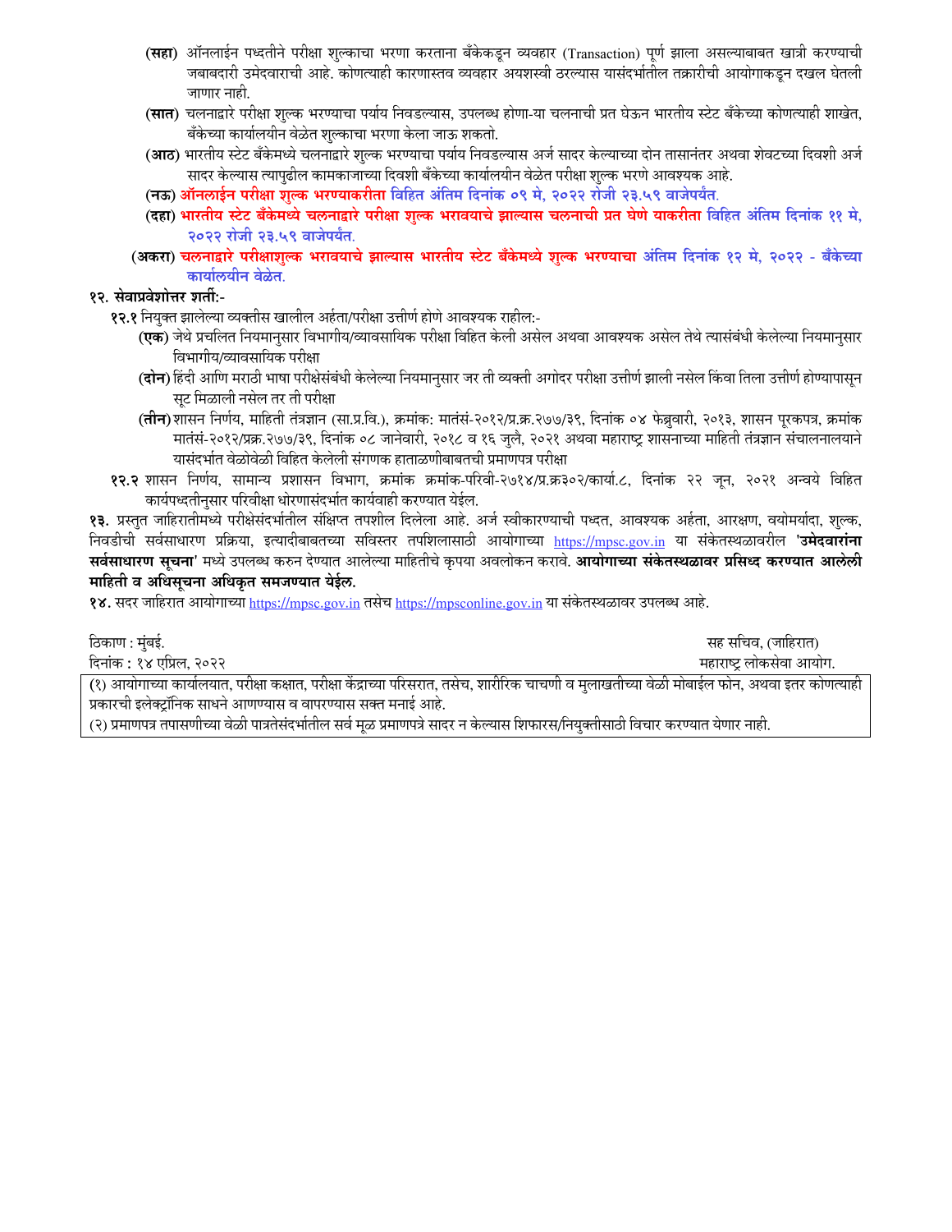**(सहा)** ऑनलाईन पध्दतीने परीक्षा शुल्काचा भरणा करताना बँकेकडून व्यवहार (Transaction) पूर्ण झाला असल्याबाबत खात्री करण्याची जबाबदारी उमेदवाराची आहे. कोणत्याही कारणास्तव व्यवहार अयशस्वी ठरल्यास यासंदर्भातील तक्रारीची आयोगाकडून दखल घेतली जाणार नाही.

**(सात)** चलनाद्वारे परीक्षा शुल्क भरण्याचा पर्याय निवडल्यास, उपलब्ध होणा-या चलनाची प्रत घेऊन भारतीय स्टेट बँकेच्या कोणत्याही शाखेत, बँकेच्या कार्यालयीन वेळेत शुल्काचा भरणा केला जाऊ शकतो.

**(आठ)** भारतीय स्टेट बँकेमध्ये चलनाद्वारे शुल्क भरण्याचा पर्याय निवडल्यास अर्ज सादर केल्याच्या दोन तासानंतर अथवा शेवटच्या दिवशी अर्ज सादर केल्यास त्यापुढील कामकाजाच्या दिवशी बँकेच्या कार्यालयीन वेळेत परीक्षा शुल्क भरणे आवश्यक आहे.

**(नऊ)** **ऑनलाईन परीक्षा शुल्क भरण्याकरीता विहित अंतिम दिनांक ०९ मे, २०२२ रोजी २३.५९ वाजेपर्यंत.**

**(दहा)** **भारतीय स्टेट बँकेमध्ये चलनाद्वारे परीक्षा शुल्क भरावयाचे झाल्यास चलनाची प्रत घेणे याकरीता विहित अंतिम दिनांक ११ मे, २०२२ रोजी २३.५९ वाजेपर्यंत.**

**(अकरा)** **चलनाद्वारे परीक्षाशुल्क भरावयाचे झाल्यास भारतीय स्टेट बँकेमध्ये शुल्क भरण्याचा अंतिम दिनांक १२ मे, २०२२ - बँकेच्या कार्यालयीन वेळेत.**

**१२. सेवाप्रवेशोत्तर शर्ती:-**

**१२.१** नियुक्त झालेल्या व्यक्तीस खालील अर्हता/परीक्षा उत्तीर्ण होणे आवश्यक राहील:-

**(एक)** जेथे प्रचलित नियमानुसार विभागीय/व्यावसायिक परीक्षा विहित केली असेल अथवा आवश्यक असेल तेथे त्यासंबंधी केलेल्या नियमानुसार विभागीय/व्यावसायिक परीक्षा

**(दोन)** हिंदी आणि मराठी भाषा परीक्षेसंबंधी केलेल्या नियमानुसार जर ती व्यक्ती अगोदर परीक्षा उत्तीर्ण झाली नसेल किंवा तिला उत्तीर्ण होण्यापासून सूट मिळाली नसेल तर ती परीक्षा

**(तीन)** शासन निर्णय, माहिती तंत्रज्ञान (सा.प्र.वि.), क्रमांक: मातंसं-२०१२/प्र.क्र.२७७/३९, दिनांक ०४ फेब्रुवारी, २०१३, शासन पूरकपत्र, क्रमांक मातंसं-२०१२/प्रक्र.२७७/३९, दिनांक ०८ जानेवारी, २०१८ व १६ जुलै, २०२१ अथवा महाराष्ट्र शासनाच्या माहिती तंत्रज्ञान संचालनालयाने यासंदर्भात वेळोवेळी विहित केलेली संगणक हाताळणीबाबतची प्रमाणपत्र परीक्षा

**१२.२** शासन निर्णय, सामान्य प्रशासन विभाग, क्रमांक क्रमांक-परिवी-२७१४/प्र.क्र३०२/कार्या.८, दिनांक २२ जून, २०२१ अन्वये विहित कार्यपध्दतीनुसार परिवीक्षा धोरणासंदर्भात कार्यवाही करण्यात येईल.

**१३.** प्रस्तुत जाहिरातीमध्ये परीक्षेसंदर्भातील संक्षिप्त तपशील दिलेला आहे. अर्ज स्वीकारण्याची पध्दत, आवश्यक अर्हता, आरक्षण, वयोमर्यादा, शुल्क, निवडीची सर्वसाधारण प्रक्रिया, इत्यादीबाबतच्या सविस्तर तपशिलासाठी आयोगाच्या https://mpsc.gov.in या संकेतस्थळावरील **'उमेदवारांना सर्वसाधारण सूचना'** मध्ये उपलब्ध करुन देण्यात आलेल्या माहितीचे कृपया अवलोकन करावे. **आयोगाच्या संकेतस्थळावर प्रसिध्द करण्यात आलेली माहिती व अधिसूचना अधिकृत समजण्यात येईल.**

**१४.** सदर जाहिरात आयोगाच्या https://mpsc.gov.in तसेच https://mpsconline.gov.in या संकेतस्थळावर उपलब्ध आहे.

ठिकाण : मुंबई.
दिनांक : १४ एप्रिल, २०२२

सह सचिव, (जाहिरात)
महाराष्ट्र लोकसेवा आयोग.

(१) आयोगाच्या कार्यालयात, परीक्षा कक्षात, परीक्षा केंद्राच्या परिसरात, तसेच, शारीरिक चाचणी व मुलाखतीच्या वेळी मोबाईल फोन, अथवा इतर कोणत्याही प्रकारची इलेक्ट्रॉनिक साधने आणण्यास व वापरण्यास सक्त मनाई आहे.

(२) प्रमाणपत्र तपासणीच्या वेळी पात्रतेसंदर्भातील सर्व मूळ प्रमाणपत्रे सादर न केल्यास शिफारस/नियुक्तीसाठी विचार करण्यात येणार नाही.